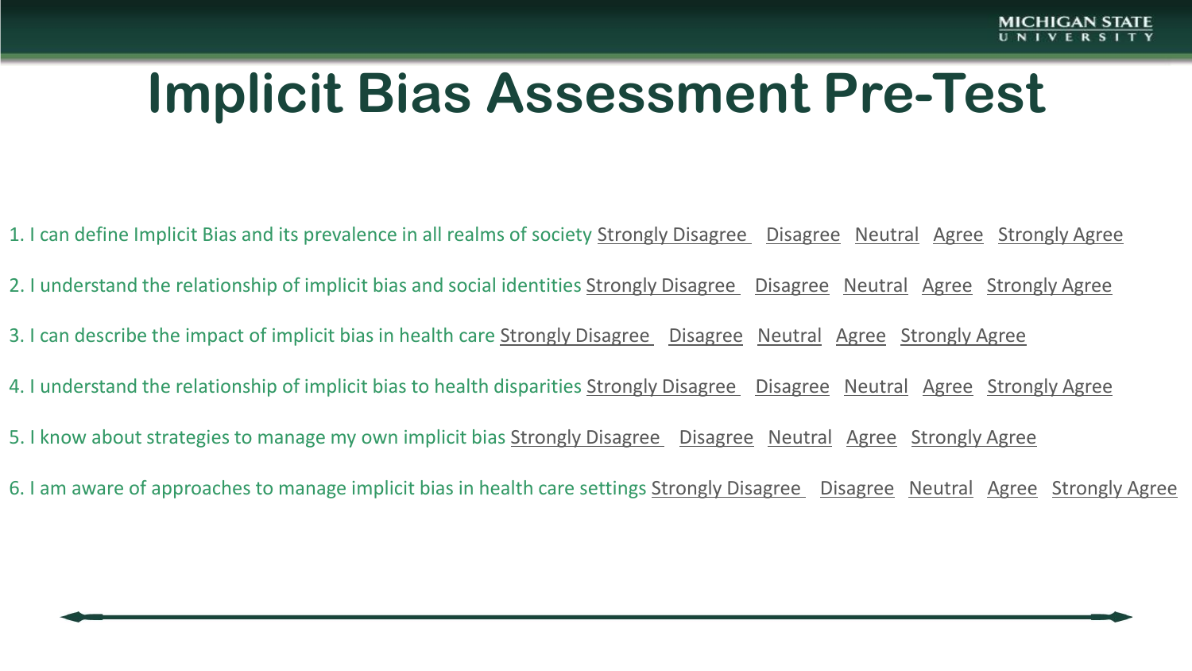# Implicit Bias Assessment Pre-Test

1. I can define Implicit Bias and its prevalence in all realms of society Strongly Disagree Disagree Neutral Agree Strongly Agree

2. I understand the relationship of implicit bias and social identities Strongly Disagree Disagree Neutral Agree Strongly Agree

3. I can describe the impact of implicit bias in health care Strongly Disagree Disagree Neutral Agree Strongly Agree

4. I understand the relationship of implicit bias to health disparities Strongly Disagree Disagree Neutral Agree Strongly Agree

5. I know about strategies to manage my own implicit bias Strongly Disagree Disagree Neutral Agree Strongly Agree

6. I am aware of approaches to manage implicit bias in health care settings Strongly Disagree Disagree Neutral Agree Strongly Agree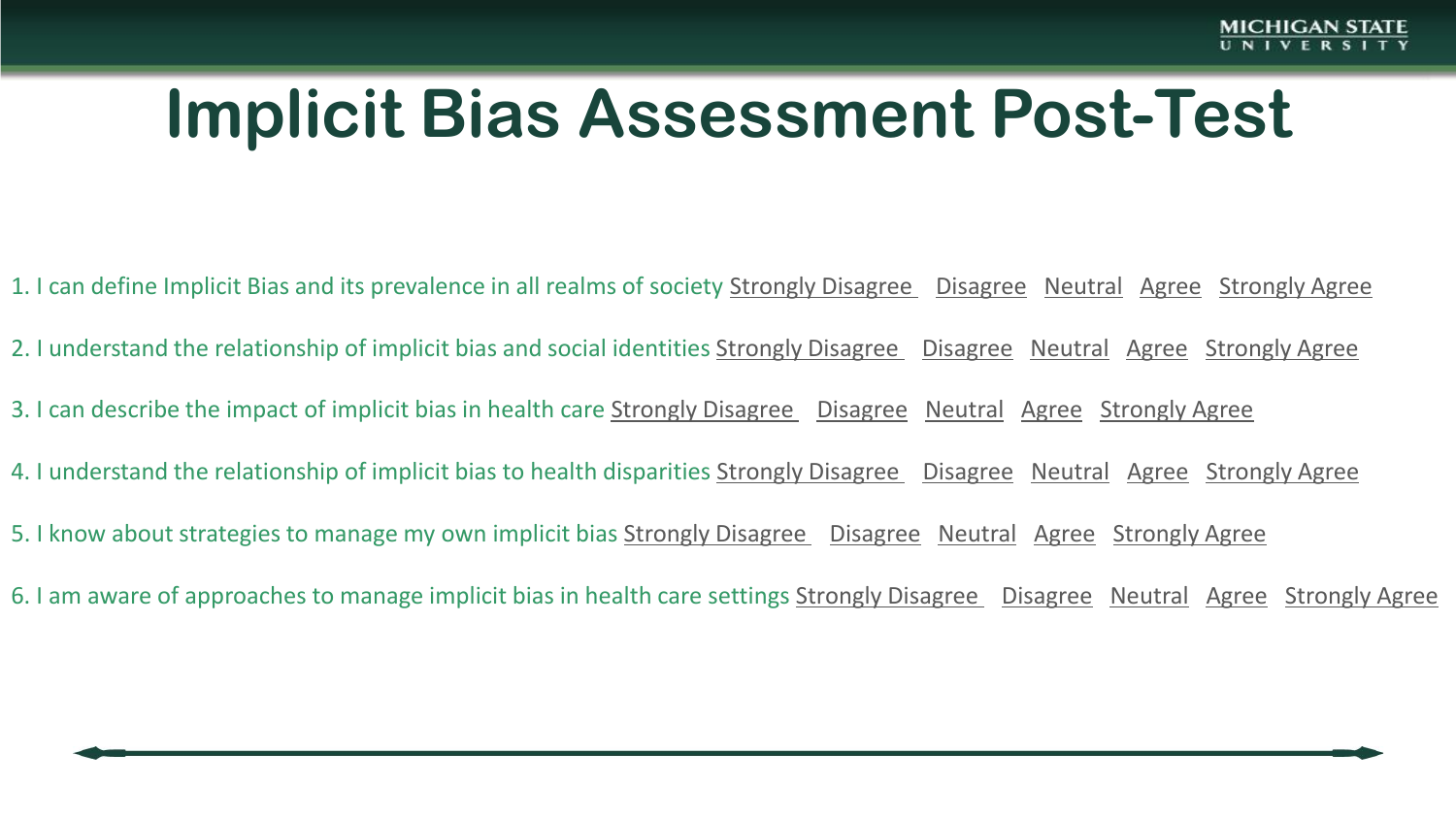# Implicit Bias Assessment Post-Test

1. I can define Implicit Bias and its prevalence in all realms of society Strongly Disagree Disagree Neutral Agree Strongly Agree

2. I understand the relationship of implicit bias and social identities Strongly Disagree Disagree Neutral Agree Strongly Agree

3. I can describe the impact of implicit bias in health care Strongly Disagree Disagree Neutral Agree Strongly Agree

4. I understand the relationship of implicit bias to health disparities Strongly Disagree Disagree Neutral Agree Strongly Agree

5. I know about strategies to manage my own implicit bias Strongly Disagree Disagree Neutral Agree Strongly Agree

6. I am aware of approaches to manage implicit bias in health care settings Strongly Disagree Disagree Neutral Agree Strongly Agree